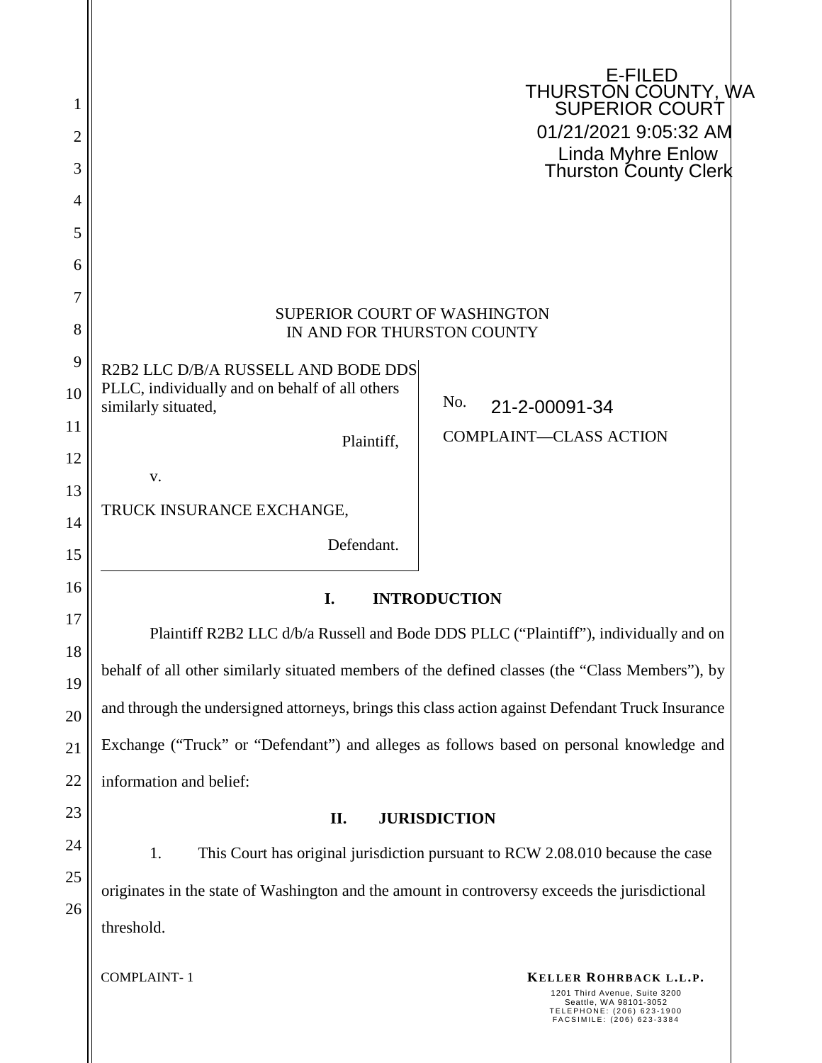E-FILED
THURSTON COUNTY, WA
SUPERIOR COURT
01/21/2021 9:05:32 AM
Linda Myhre Enlow
Thurston County Clerk

SUPERIOR COURT OF WASHINGTON
IN AND FOR THURSTON COUNTY

R2B2 LLC D/B/A RUSSELL AND BODE DDS PLLC, individually and on behalf of all others similarly situated,

Plaintiff,

v.

TRUCK INSURANCE EXCHANGE,

Defendant.

No. 21-2-00091-34

COMPLAINT—CLASS ACTION

## I. INTRODUCTION

Plaintiff R2B2 LLC d/b/a Russell and Bode DDS PLLC ("Plaintiff"), individually and on behalf of all other similarly situated members of the defined classes (the "Class Members"), by and through the undersigned attorneys, brings this class action against Defendant Truck Insurance Exchange ("Truck" or "Defendant") and alleges as follows based on personal knowledge and information and belief:

## II. JURISDICTION

1. This Court has original jurisdiction pursuant to RCW 2.08.010 because the case originates in the state of Washington and the amount in controversy exceeds the jurisdictional threshold.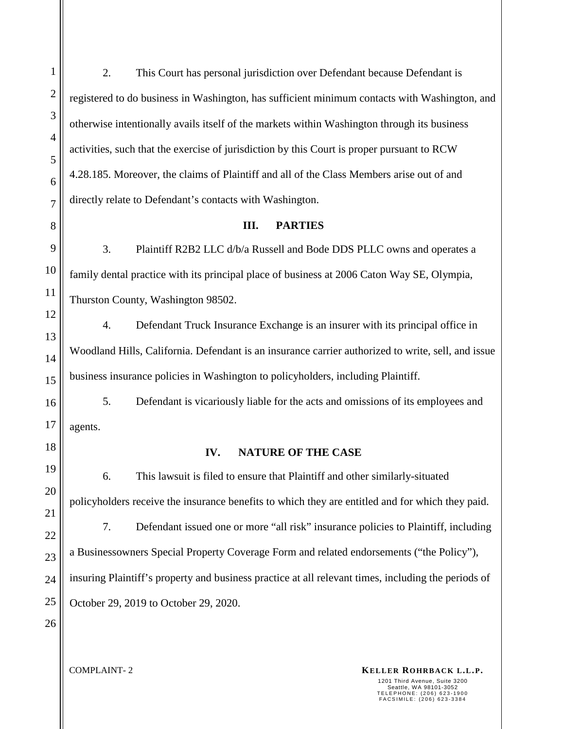2. This Court has personal jurisdiction over Defendant because Defendant is registered to do business in Washington, has sufficient minimum contacts with Washington, and otherwise intentionally avails itself of the markets within Washington through its business activities, such that the exercise of jurisdiction by this Court is proper pursuant to RCW 4.28.185. Moreover, the claims of Plaintiff and all of the Class Members arise out of and directly relate to Defendant's contacts with Washington.

## III. PARTIES

3. Plaintiff R2B2 LLC d/b/a Russell and Bode DDS PLLC owns and operates a family dental practice with its principal place of business at 2006 Caton Way SE, Olympia, Thurston County, Washington 98502.

4. Defendant Truck Insurance Exchange is an insurer with its principal office in Woodland Hills, California. Defendant is an insurance carrier authorized to write, sell, and issue business insurance policies in Washington to policyholders, including Plaintiff.

5. Defendant is vicariously liable for the acts and omissions of its employees and agents.

## IV. NATURE OF THE CASE

6. This lawsuit is filed to ensure that Plaintiff and other similarly-situated policyholders receive the insurance benefits to which they are entitled and for which they paid.

7. Defendant issued one or more "all risk" insurance policies to Plaintiff, including a Businessowners Special Property Coverage Form and related endorsements ("the Policy"), insuring Plaintiff's property and business practice at all relevant times, including the periods of October 29, 2019 to October 29, 2020.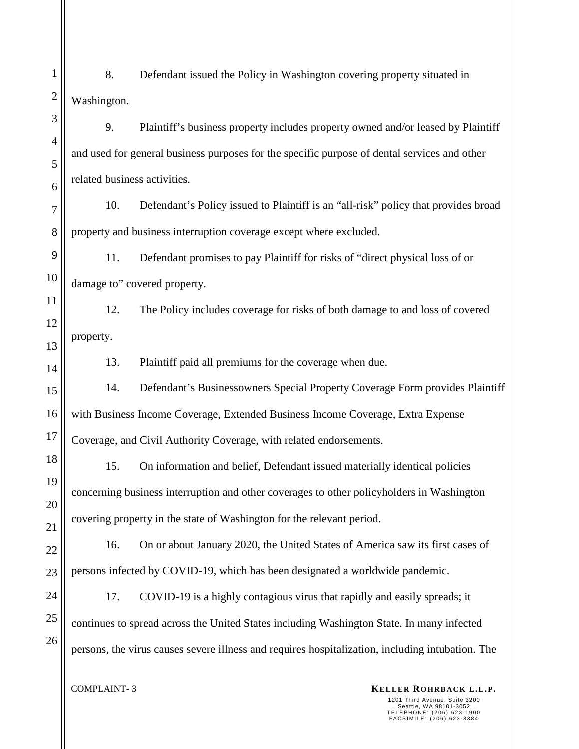8. Defendant issued the Policy in Washington covering property situated in Washington.

9. Plaintiff's business property includes property owned and/or leased by Plaintiff and used for general business purposes for the specific purpose of dental services and other related business activities.

10. Defendant's Policy issued to Plaintiff is an "all-risk" policy that provides broad property and business interruption coverage except where excluded.

11. Defendant promises to pay Plaintiff for risks of "direct physical loss of or damage to" covered property.

12. The Policy includes coverage for risks of both damage to and loss of covered property.

13. Plaintiff paid all premiums for the coverage when due.

14. Defendant's Businessowners Special Property Coverage Form provides Plaintiff with Business Income Coverage, Extended Business Income Coverage, Extra Expense Coverage, and Civil Authority Coverage, with related endorsements.

15. On information and belief, Defendant issued materially identical policies concerning business interruption and other coverages to other policyholders in Washington covering property in the state of Washington for the relevant period.

16. On or about January 2020, the United States of America saw its first cases of persons infected by COVID-19, which has been designated a worldwide pandemic.

17. COVID-19 is a highly contagious virus that rapidly and easily spreads; it continues to spread across the United States including Washington State. In many infected persons, the virus causes severe illness and requires hospitalization, including intubation. The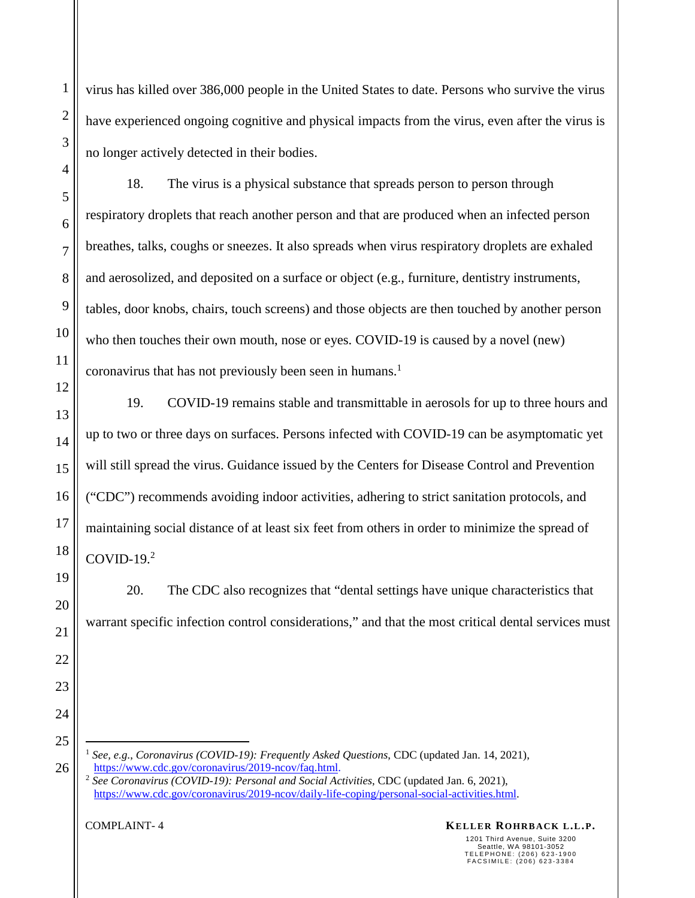virus has killed over 386,000 people in the United States to date. Persons who survive the virus have experienced ongoing cognitive and physical impacts from the virus, even after the virus is no longer actively detected in their bodies.

18. The virus is a physical substance that spreads person to person through respiratory droplets that reach another person and that are produced when an infected person breathes, talks, coughs or sneezes. It also spreads when virus respiratory droplets are exhaled and aerosolized, and deposited on a surface or object (e.g., furniture, dentistry instruments, tables, door knobs, chairs, touch screens) and those objects are then touched by another person who then touches their own mouth, nose or eyes. COVID-19 is caused by a novel (new) coronavirus that has not previously been seen in humans.[1]

19. COVID-19 remains stable and transmittable in aerosols for up to three hours and up to two or three days on surfaces. Persons infected with COVID-19 can be asymptomatic yet will still spread the virus. Guidance issued by the Centers for Disease Control and Prevention ("CDC") recommends avoiding indoor activities, adhering to strict sanitation protocols, and maintaining social distance of at least six feet from others in order to minimize the spread of COVID-19.[2]

20. The CDC also recognizes that "dental settings have unique characteristics that warrant specific infection control considerations," and that the most critical dental services must

---

[1] *See, e.g.*, *Coronavirus (COVID-19): Frequently Asked Questions*, CDC (updated Jan. 14, 2021), https://www.cdc.gov/coronavirus/2019-ncov/faq.html.

[2] *See Coronavirus (COVID-19): Personal and Social Activities*, CDC (updated Jan. 6, 2021), https://www.cdc.gov/coronavirus/2019-ncov/daily-life-coping/personal-social-activities.html.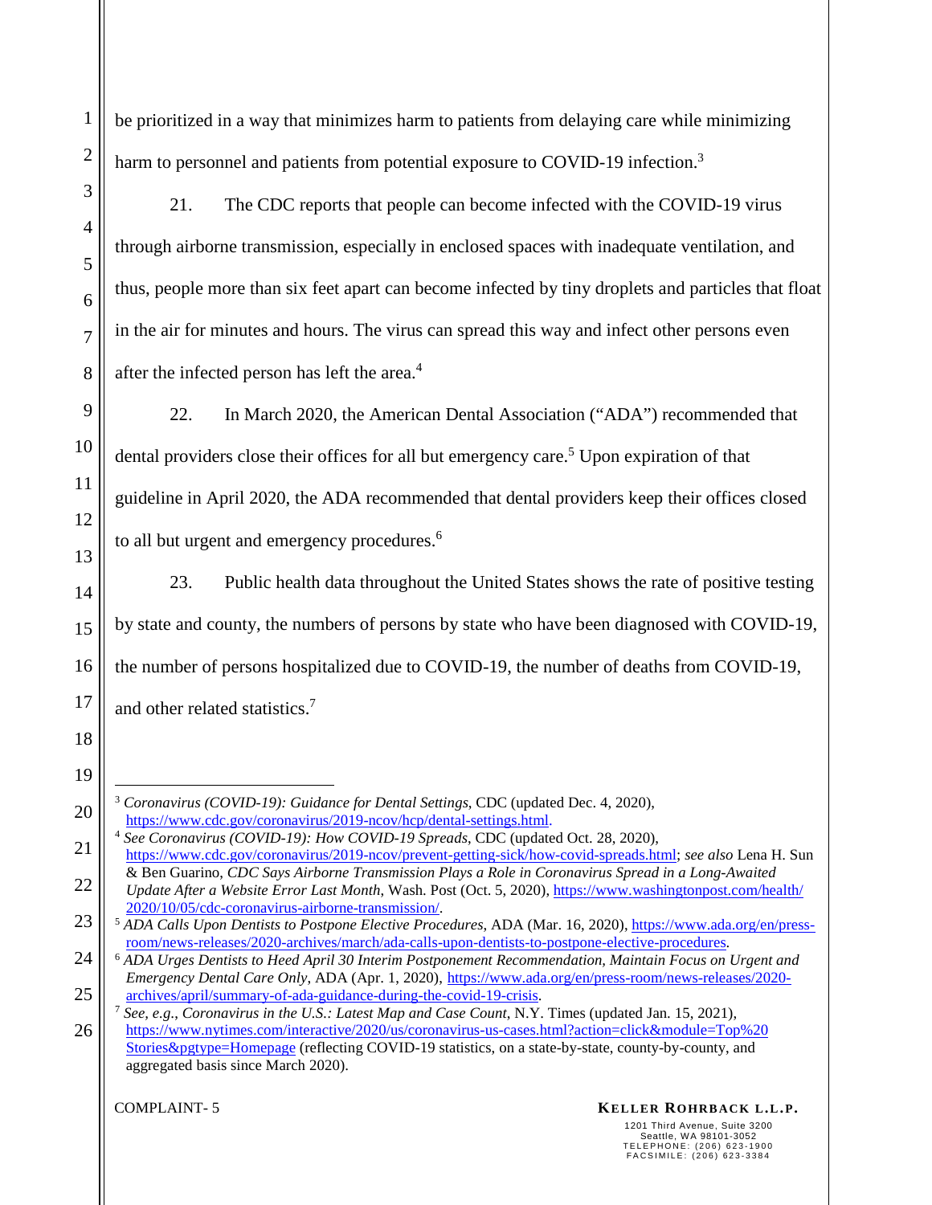be prioritized in a way that minimizes harm to patients from delaying care while minimizing harm to personnel and patients from potential exposure to COVID-19 infection.[3]

21. The CDC reports that people can become infected with the COVID-19 virus through airborne transmission, especially in enclosed spaces with inadequate ventilation, and thus, people more than six feet apart can become infected by tiny droplets and particles that float in the air for minutes and hours. The virus can spread this way and infect other persons even after the infected person has left the area.[4]

22. In March 2020, the American Dental Association ("ADA") recommended that dental providers close their offices for all but emergency care.[5] Upon expiration of that guideline in April 2020, the ADA recommended that dental providers keep their offices closed to all but urgent and emergency procedures.[6]

23. Public health data throughout the United States shows the rate of positive testing by state and county, the numbers of persons by state who have been diagnosed with COVID-19, the number of persons hospitalized due to COVID-19, the number of deaths from COVID-19, and other related statistics.[7]

---

[3] *Coronavirus (COVID-19): Guidance for Dental Settings*, CDC (updated Dec. 4, 2020), https://www.cdc.gov/coronavirus/2019-ncov/hcp/dental-settings.html.

[4] *See Coronavirus (COVID-19): How COVID-19 Spreads*, CDC (updated Oct. 28, 2020), https://www.cdc.gov/coronavirus/2019-ncov/prevent-getting-sick/how-covid-spreads.html; *see also* Lena H. Sun & Ben Guarino, *CDC Says Airborne Transmission Plays a Role in Coronavirus Spread in a Long-Awaited Update After a Website Error Last Month*, Wash. Post (Oct. 5, 2020), https://www.washingtonpost.com/health/2020/10/05/cdc-coronavirus-airborne-transmission/.

[5] *ADA Calls Upon Dentists to Postpone Elective Procedures*, ADA (Mar. 16, 2020), https://www.ada.org/en/press-room/news-releases/2020-archives/march/ada-calls-upon-dentists-to-postpone-elective-procedures.

[6] *ADA Urges Dentists to Heed April 30 Interim Postponement Recommendation, Maintain Focus on Urgent and Emergency Dental Care Only*, ADA (Apr. 1, 2020), https://www.ada.org/en/press-room/news-releases/2020-archives/april/summary-of-ada-guidance-during-the-covid-19-crisis.

[7] *See, e.g.*, *Coronavirus in the U.S.: Latest Map and Case Count*, N.Y. Times (updated Jan. 15, 2021), https://www.nytimes.com/interactive/2020/us/coronavirus-us-cases.html?action=click&module=Top%20Stories&pgtype=Homepage (reflecting COVID-19 statistics, on a state-by-state, county-by-county, and aggregated basis since March 2020).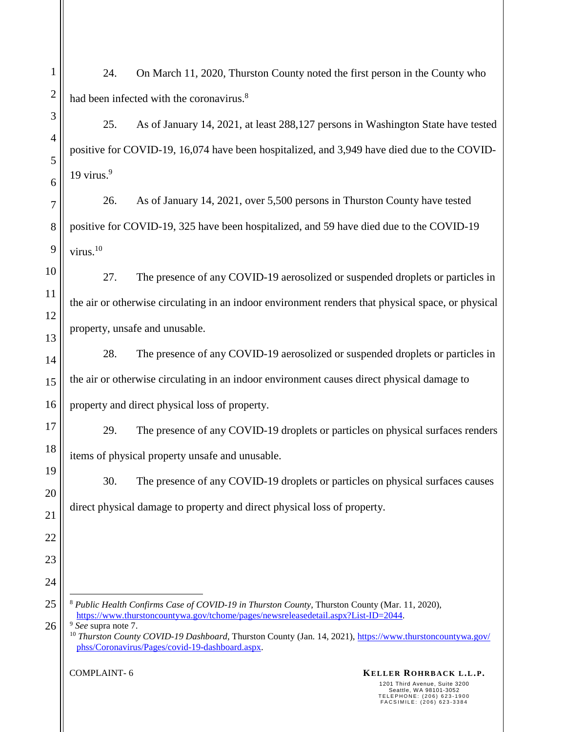24. On March 11, 2020, Thurston County noted the first person in the County who had been infected with the coronavirus.[8]

25. As of January 14, 2021, at least 288,127 persons in Washington State have tested positive for COVID-19, 16,074 have been hospitalized, and 3,949 have died due to the COVID-19 virus.[9]

26. As of January 14, 2021, over 5,500 persons in Thurston County have tested positive for COVID-19, 325 have been hospitalized, and 59 have died due to the COVID-19 virus.[10]

27. The presence of any COVID-19 aerosolized or suspended droplets or particles in the air or otherwise circulating in an indoor environment renders that physical space, or physical property, unsafe and unusable.

28. The presence of any COVID-19 aerosolized or suspended droplets or particles in the air or otherwise circulating in an indoor environment causes direct physical damage to property and direct physical loss of property.

29. The presence of any COVID-19 droplets or particles on physical surfaces renders items of physical property unsafe and unusable.

30. The presence of any COVID-19 droplets or particles on physical surfaces causes direct physical damage to property and direct physical loss of property.

---

[8] *Public Health Confirms Case of COVID-19 in Thurston County*, Thurston County (Mar. 11, 2020), https://www.thurstoncountywa.gov/tchome/pages/newsreleasedetail.aspx?List-ID=2044.

[9] *See* supra note 7.

[10] *Thurston County COVID-19 Dashboard*, Thurston County (Jan. 14, 2021), https://www.thurstoncountywa.gov/phss/Coronavirus/Pages/covid-19-dashboard.aspx.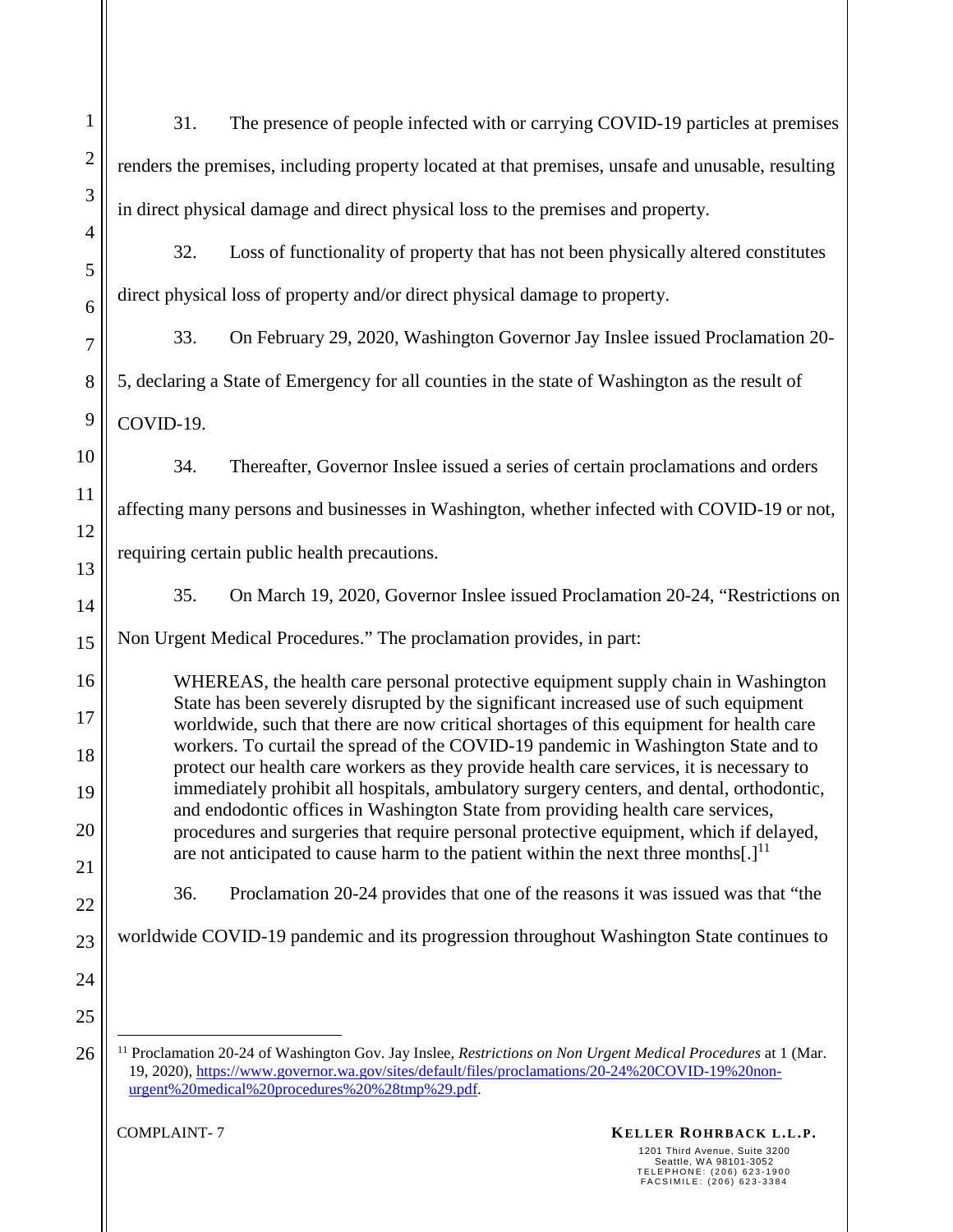31. The presence of people infected with or carrying COVID-19 particles at premises renders the premises, including property located at that premises, unsafe and unusable, resulting in direct physical damage and direct physical loss to the premises and property.

32. Loss of functionality of property that has not been physically altered constitutes direct physical loss of property and/or direct physical damage to property.

33. On February 29, 2020, Washington Governor Jay Inslee issued Proclamation 20-5, declaring a State of Emergency for all counties in the state of Washington as the result of COVID-19.

34. Thereafter, Governor Inslee issued a series of certain proclamations and orders affecting many persons and businesses in Washington, whether infected with COVID-19 or not, requiring certain public health precautions.

35. On March 19, 2020, Governor Inslee issued Proclamation 20-24, "Restrictions on Non Urgent Medical Procedures." The proclamation provides, in part:

> WHEREAS, the health care personal protective equipment supply chain in Washington State has been severely disrupted by the significant increased use of such equipment worldwide, such that there are now critical shortages of this equipment for health care workers. To curtail the spread of the COVID-19 pandemic in Washington State and to protect our health care workers as they provide health care services, it is necessary to immediately prohibit all hospitals, ambulatory surgery centers, and dental, orthodontic, and endodontic offices in Washington State from providing health care services, procedures and surgeries that require personal protective equipment, which if delayed, are not anticipated to cause harm to the patient within the next three months[.][11]

36. Proclamation 20-24 provides that one of the reasons it was issued was that "the worldwide COVID-19 pandemic and its progression throughout Washington State continues to

[11] Proclamation 20-24 of Washington Gov. Jay Inslee, *Restrictions on Non Urgent Medical Procedures* at 1 (Mar. 19, 2020), https://www.governor.wa.gov/sites/default/files/proclamations/20-24%20COVID-19%20non-urgent%20medical%20procedures%20%28tmp%29.pdf.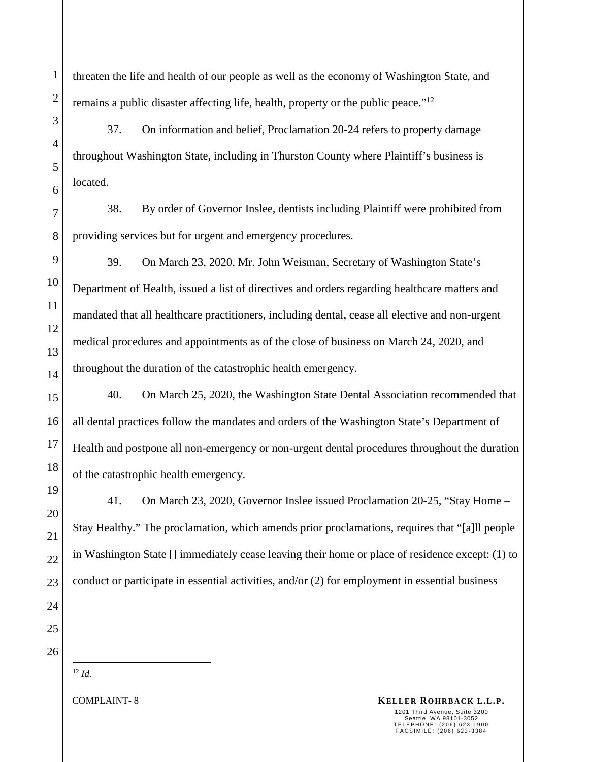threaten the life and health of our people as well as the economy of Washington State, and remains a public disaster affecting life, health, property or the public peace."[12]

37. On information and belief, Proclamation 20-24 refers to property damage throughout Washington State, including in Thurston County where Plaintiff's business is located.

38. By order of Governor Inslee, dentists including Plaintiff were prohibited from providing services but for urgent and emergency procedures.

39. On March 23, 2020, Mr. John Weisman, Secretary of Washington State's Department of Health, issued a list of directives and orders regarding healthcare matters and mandated that all healthcare practitioners, including dental, cease all elective and non-urgent medical procedures and appointments as of the close of business on March 24, 2020, and throughout the duration of the catastrophic health emergency.

40. On March 25, 2020, the Washington State Dental Association recommended that all dental practices follow the mandates and orders of the Washington State's Department of Health and postpone all non-emergency or non-urgent dental procedures throughout the duration of the catastrophic health emergency.

41. On March 23, 2020, Governor Inslee issued Proclamation 20-25, "Stay Home – Stay Healthy." The proclamation, which amends prior proclamations, requires that "[a]ll people in Washington State [] immediately cease leaving their home or place of residence except: (1) to conduct or participate in essential activities, and/or (2) for employment in essential business

---

[12] *Id.*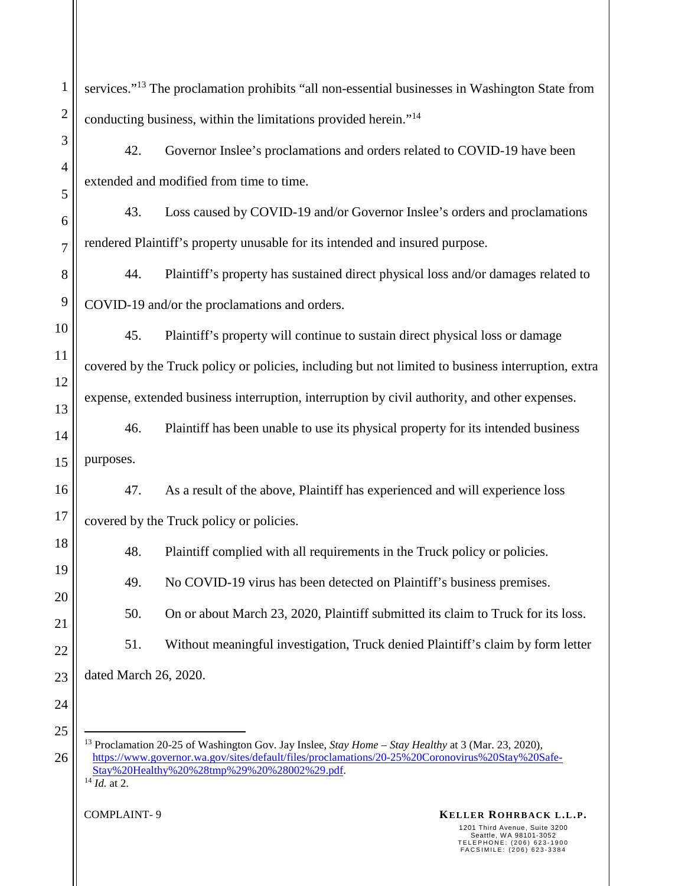services."[13] The proclamation prohibits "all non-essential businesses in Washington State from conducting business, within the limitations provided herein."[14]

42. Governor Inslee's proclamations and orders related to COVID-19 have been extended and modified from time to time.

43. Loss caused by COVID-19 and/or Governor Inslee's orders and proclamations rendered Plaintiff's property unusable for its intended and insured purpose.

44. Plaintiff's property has sustained direct physical loss and/or damages related to COVID-19 and/or the proclamations and orders.

45. Plaintiff's property will continue to sustain direct physical loss or damage covered by the Truck policy or policies, including but not limited to business interruption, extra expense, extended business interruption, interruption by civil authority, and other expenses.

46. Plaintiff has been unable to use its physical property for its intended business purposes.

47. As a result of the above, Plaintiff has experienced and will experience loss covered by the Truck policy or policies.

48. Plaintiff complied with all requirements in the Truck policy or policies.

49. No COVID-19 virus has been detected on Plaintiff's business premises.

50. On or about March 23, 2020, Plaintiff submitted its claim to Truck for its loss.

51. Without meaningful investigation, Truck denied Plaintiff's claim by form letter dated March 26, 2020.

---

[13] Proclamation 20-25 of Washington Gov. Jay Inslee, *Stay Home – Stay Healthy* at 3 (Mar. 23, 2020), https://www.governor.wa.gov/sites/default/files/proclamations/20-25%20Coronovirus%20Stay%20Safe-Stay%20Healthy%20%28tmp%29%20%28002%29.pdf.

[14] *Id.* at 2.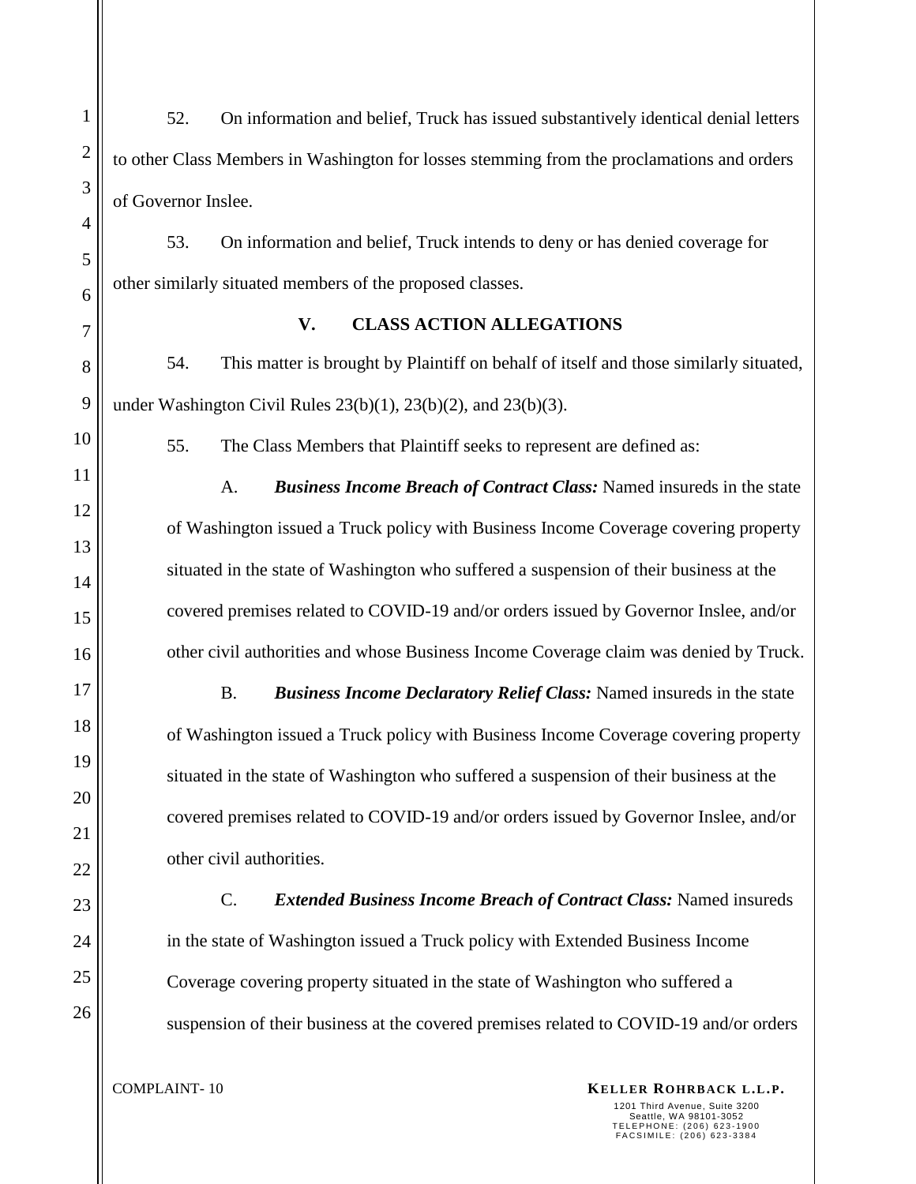52. On information and belief, Truck has issued substantively identical denial letters to other Class Members in Washington for losses stemming from the proclamations and orders of Governor Inslee.

53. On information and belief, Truck intends to deny or has denied coverage for other similarly situated members of the proposed classes.

## V. CLASS ACTION ALLEGATIONS

54. This matter is brought by Plaintiff on behalf of itself and those similarly situated, under Washington Civil Rules 23(b)(1), 23(b)(2), and 23(b)(3).

55. The Class Members that Plaintiff seeks to represent are defined as:

A. ***Business Income Breach of Contract Class:*** Named insureds in the state of Washington issued a Truck policy with Business Income Coverage covering property situated in the state of Washington who suffered a suspension of their business at the covered premises related to COVID-19 and/or orders issued by Governor Inslee, and/or other civil authorities and whose Business Income Coverage claim was denied by Truck.

B. ***Business Income Declaratory Relief Class:*** Named insureds in the state of Washington issued a Truck policy with Business Income Coverage covering property situated in the state of Washington who suffered a suspension of their business at the covered premises related to COVID-19 and/or orders issued by Governor Inslee, and/or other civil authorities.

C. ***Extended Business Income Breach of Contract Class:*** Named insureds in the state of Washington issued a Truck policy with Extended Business Income Coverage covering property situated in the state of Washington who suffered a suspension of their business at the covered premises related to COVID-19 and/or orders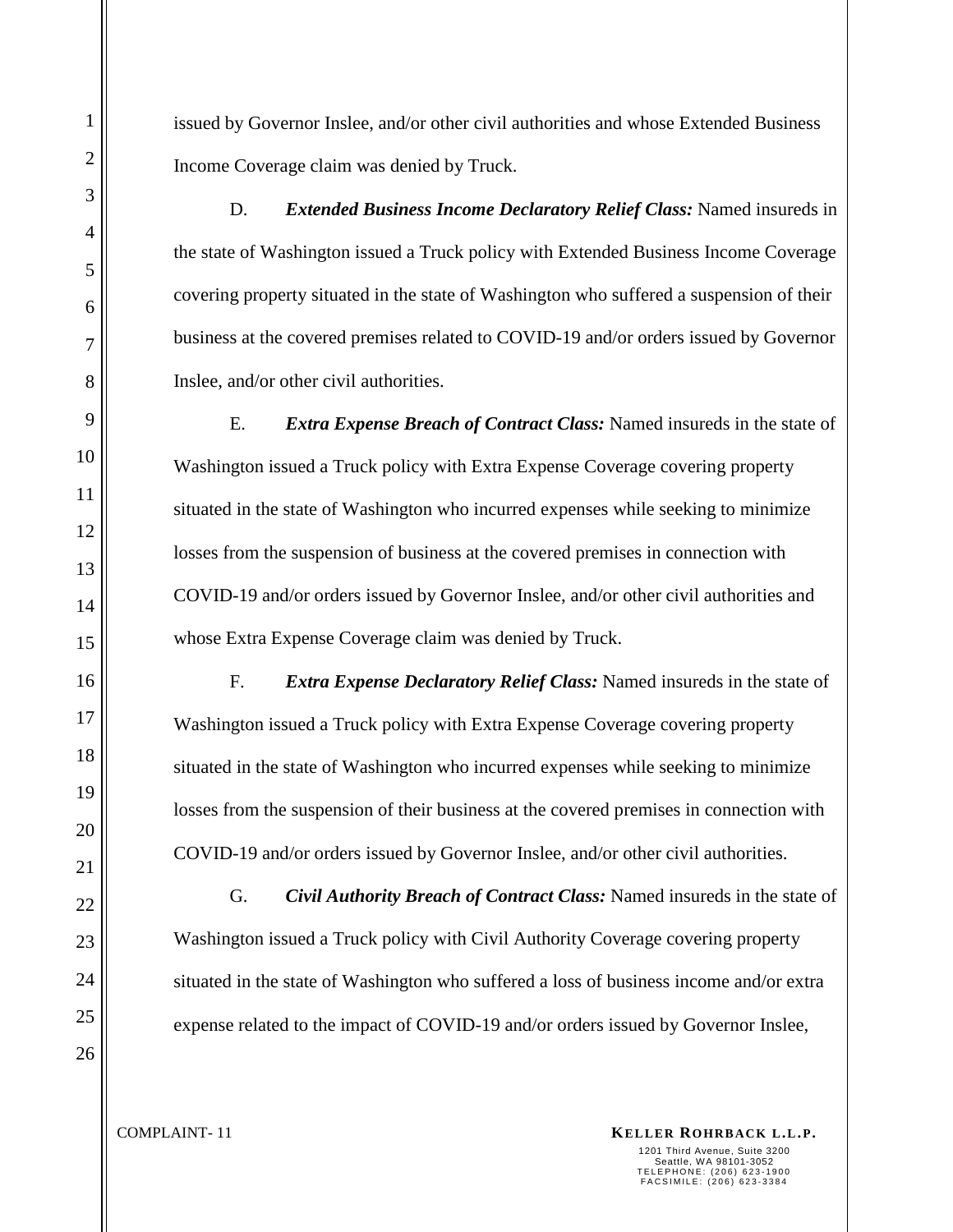issued by Governor Inslee, and/or other civil authorities and whose Extended Business Income Coverage claim was denied by Truck.

D. ***Extended Business Income Declaratory Relief Class:*** Named insureds in the state of Washington issued a Truck policy with Extended Business Income Coverage covering property situated in the state of Washington who suffered a suspension of their business at the covered premises related to COVID-19 and/or orders issued by Governor Inslee, and/or other civil authorities.

E. ***Extra Expense Breach of Contract Class:*** Named insureds in the state of Washington issued a Truck policy with Extra Expense Coverage covering property situated in the state of Washington who incurred expenses while seeking to minimize losses from the suspension of business at the covered premises in connection with COVID-19 and/or orders issued by Governor Inslee, and/or other civil authorities and whose Extra Expense Coverage claim was denied by Truck.

F. ***Extra Expense Declaratory Relief Class:*** Named insureds in the state of Washington issued a Truck policy with Extra Expense Coverage covering property situated in the state of Washington who incurred expenses while seeking to minimize losses from the suspension of their business at the covered premises in connection with COVID-19 and/or orders issued by Governor Inslee, and/or other civil authorities.

G. ***Civil Authority Breach of Contract Class:*** Named insureds in the state of Washington issued a Truck policy with Civil Authority Coverage covering property situated in the state of Washington who suffered a loss of business income and/or extra expense related to the impact of COVID-19 and/or orders issued by Governor Inslee,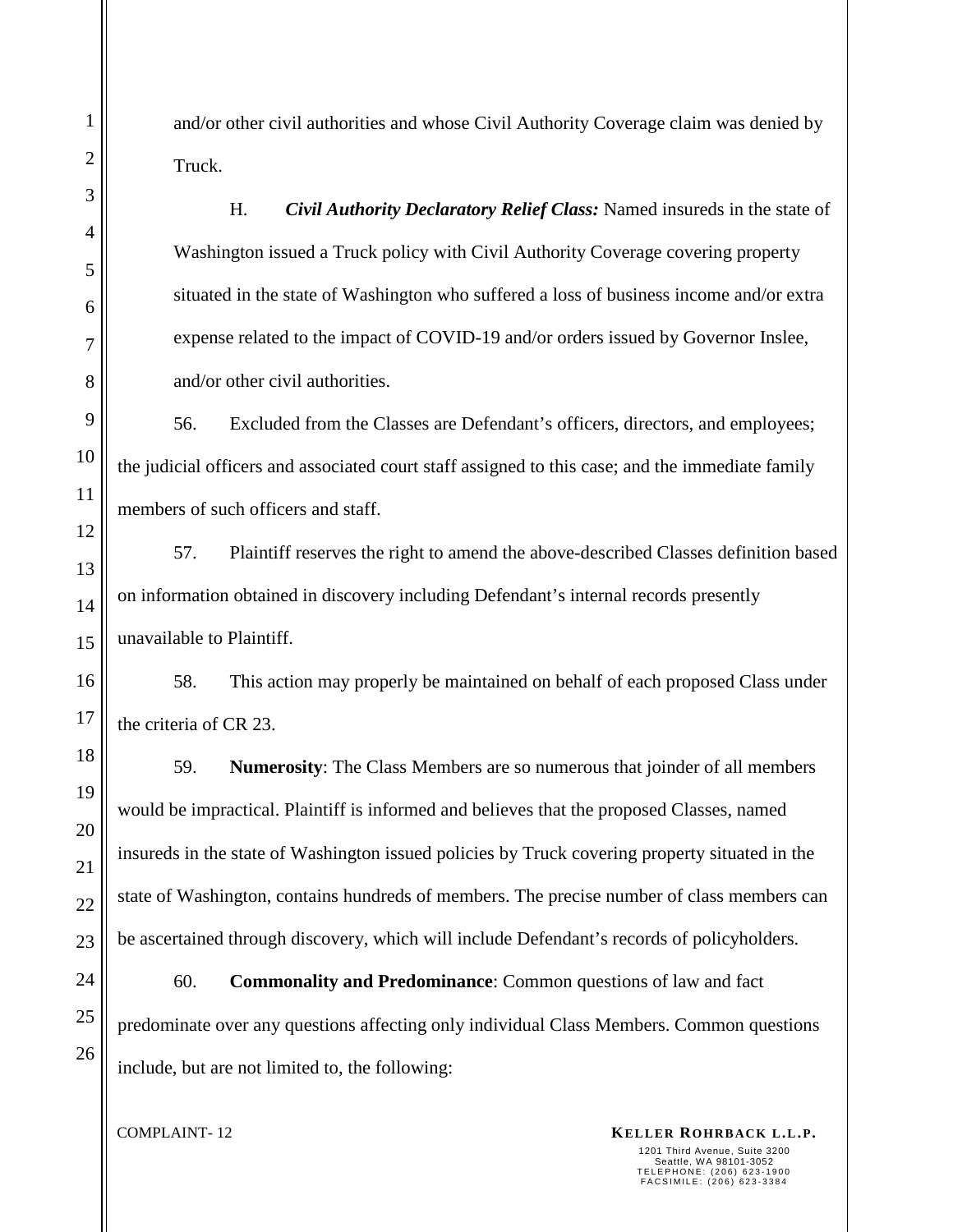and/or other civil authorities and whose Civil Authority Coverage claim was denied by Truck.

H. ***Civil Authority Declaratory Relief Class:*** Named insureds in the state of Washington issued a Truck policy with Civil Authority Coverage covering property situated in the state of Washington who suffered a loss of business income and/or extra expense related to the impact of COVID-19 and/or orders issued by Governor Inslee, and/or other civil authorities.

56. Excluded from the Classes are Defendant's officers, directors, and employees; the judicial officers and associated court staff assigned to this case; and the immediate family members of such officers and staff.

57. Plaintiff reserves the right to amend the above-described Classes definition based on information obtained in discovery including Defendant's internal records presently unavailable to Plaintiff.

58. This action may properly be maintained on behalf of each proposed Class under the criteria of CR 23.

59. **Numerosity**: The Class Members are so numerous that joinder of all members would be impractical. Plaintiff is informed and believes that the proposed Classes, named insureds in the state of Washington issued policies by Truck covering property situated in the state of Washington, contains hundreds of members. The precise number of class members can be ascertained through discovery, which will include Defendant's records of policyholders.

60. **Commonality and Predominance**: Common questions of law and fact predominate over any questions affecting only individual Class Members. Common questions include, but are not limited to, the following: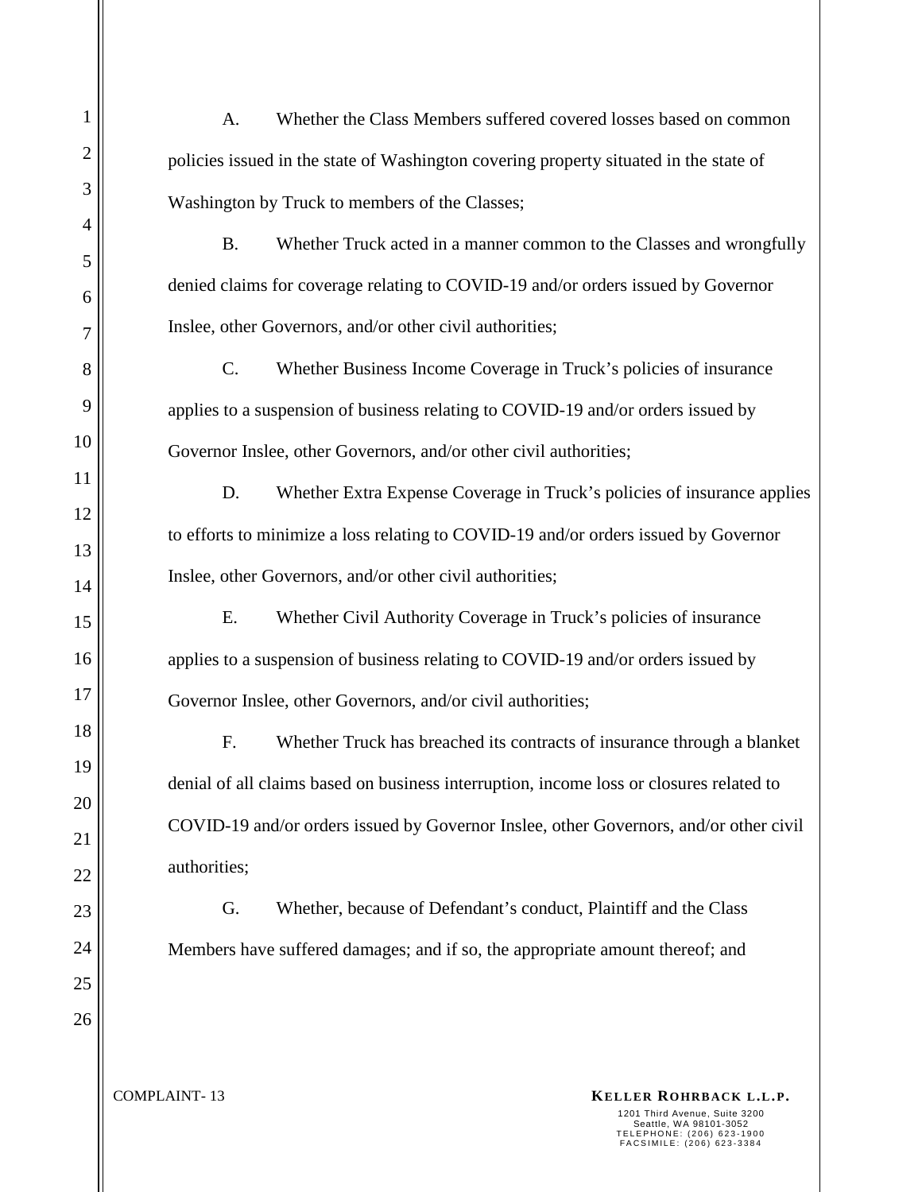A. Whether the Class Members suffered covered losses based on common policies issued in the state of Washington covering property situated in the state of Washington by Truck to members of the Classes;

B. Whether Truck acted in a manner common to the Classes and wrongfully denied claims for coverage relating to COVID-19 and/or orders issued by Governor Inslee, other Governors, and/or other civil authorities;

C. Whether Business Income Coverage in Truck's policies of insurance applies to a suspension of business relating to COVID-19 and/or orders issued by Governor Inslee, other Governors, and/or other civil authorities;

D. Whether Extra Expense Coverage in Truck's policies of insurance applies to efforts to minimize a loss relating to COVID-19 and/or orders issued by Governor Inslee, other Governors, and/or other civil authorities;

E. Whether Civil Authority Coverage in Truck's policies of insurance applies to a suspension of business relating to COVID-19 and/or orders issued by Governor Inslee, other Governors, and/or civil authorities;

F. Whether Truck has breached its contracts of insurance through a blanket denial of all claims based on business interruption, income loss or closures related to COVID-19 and/or orders issued by Governor Inslee, other Governors, and/or other civil authorities;

G. Whether, because of Defendant's conduct, Plaintiff and the Class Members have suffered damages; and if so, the appropriate amount thereof; and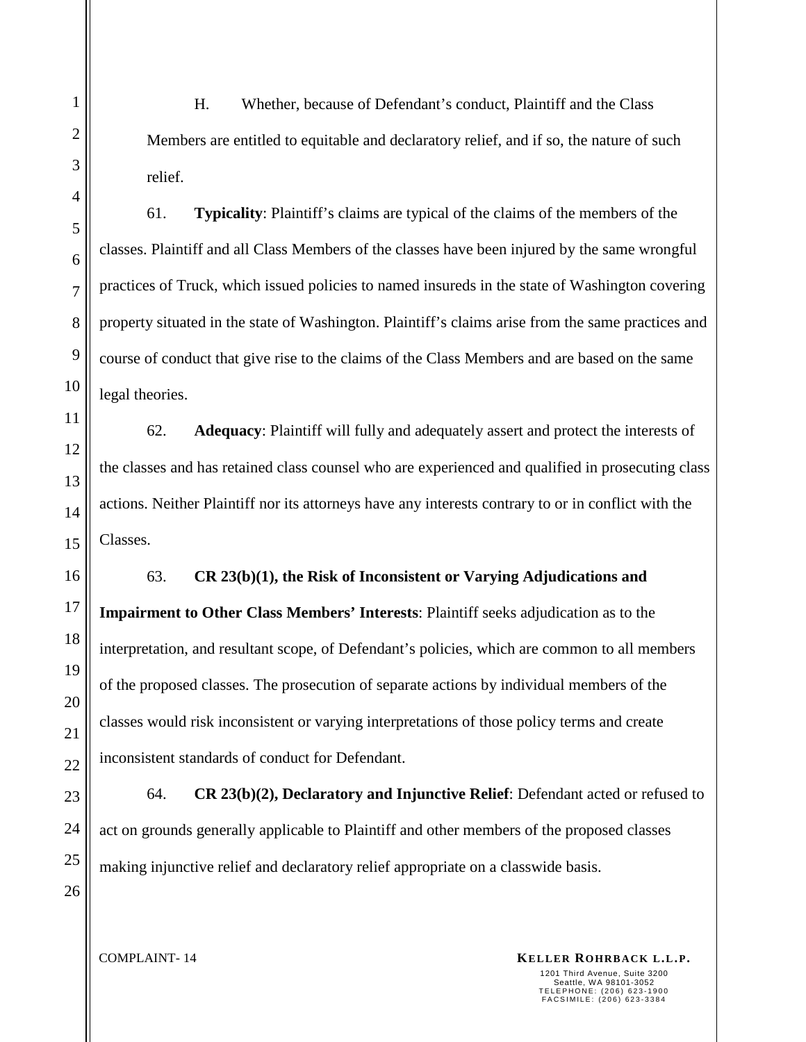H. Whether, because of Defendant's conduct, Plaintiff and the Class Members are entitled to equitable and declaratory relief, and if so, the nature of such relief.

61. **Typicality**: Plaintiff's claims are typical of the claims of the members of the classes. Plaintiff and all Class Members of the classes have been injured by the same wrongful practices of Truck, which issued policies to named insureds in the state of Washington covering property situated in the state of Washington. Plaintiff's claims arise from the same practices and course of conduct that give rise to the claims of the Class Members and are based on the same legal theories.

62. **Adequacy**: Plaintiff will fully and adequately assert and protect the interests of the classes and has retained class counsel who are experienced and qualified in prosecuting class actions. Neither Plaintiff nor its attorneys have any interests contrary to or in conflict with the Classes.

63. **CR 23(b)(1), the Risk of Inconsistent or Varying Adjudications and Impairment to Other Class Members' Interests**: Plaintiff seeks adjudication as to the interpretation, and resultant scope, of Defendant's policies, which are common to all members of the proposed classes. The prosecution of separate actions by individual members of the classes would risk inconsistent or varying interpretations of those policy terms and create inconsistent standards of conduct for Defendant.

64. **CR 23(b)(2), Declaratory and Injunctive Relief**: Defendant acted or refused to act on grounds generally applicable to Plaintiff and other members of the proposed classes making injunctive relief and declaratory relief appropriate on a classwide basis.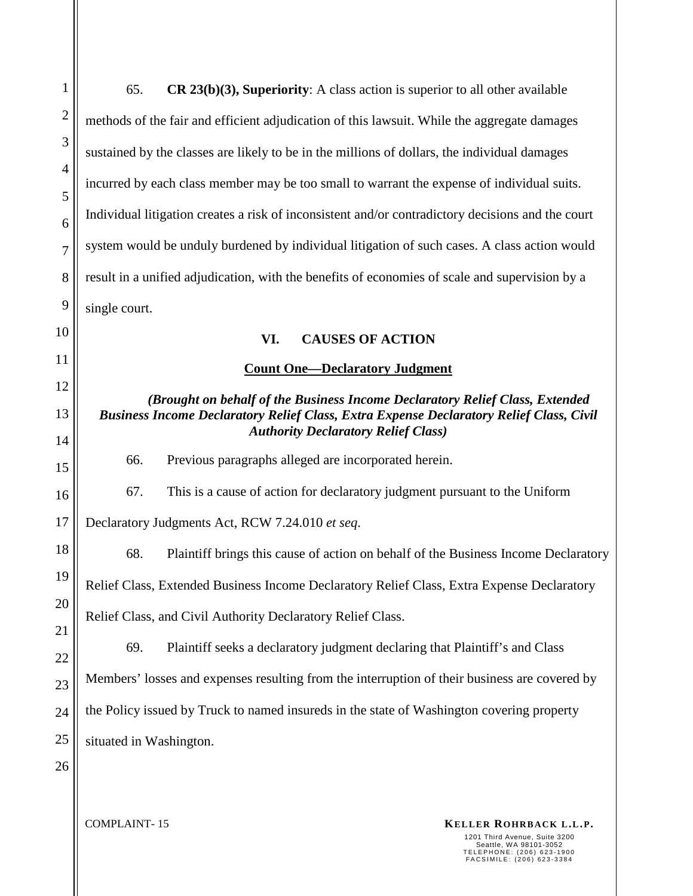65. **CR 23(b)(3), Superiority**: A class action is superior to all other available methods of the fair and efficient adjudication of this lawsuit. While the aggregate damages sustained by the classes are likely to be in the millions of dollars, the individual damages incurred by each class member may be too small to warrant the expense of individual suits. Individual litigation creates a risk of inconsistent and/or contradictory decisions and the court system would be unduly burdened by individual litigation of such cases. A class action would result in a unified adjudication, with the benefits of economies of scale and supervision by a single court.

## VI. CAUSES OF ACTION

### Count One—Declaratory Judgment

***(Brought on behalf of the Business Income Declaratory Relief Class, Extended Business Income Declaratory Relief Class, Extra Expense Declaratory Relief Class, Civil Authority Declaratory Relief Class)***

66. Previous paragraphs alleged are incorporated herein.

67. This is a cause of action for declaratory judgment pursuant to the Uniform Declaratory Judgments Act, RCW 7.24.010 *et seq*.

68. Plaintiff brings this cause of action on behalf of the Business Income Declaratory Relief Class, Extended Business Income Declaratory Relief Class, Extra Expense Declaratory Relief Class, and Civil Authority Declaratory Relief Class.

69. Plaintiff seeks a declaratory judgment declaring that Plaintiff's and Class Members' losses and expenses resulting from the interruption of their business are covered by the Policy issued by Truck to named insureds in the state of Washington covering property situated in Washington.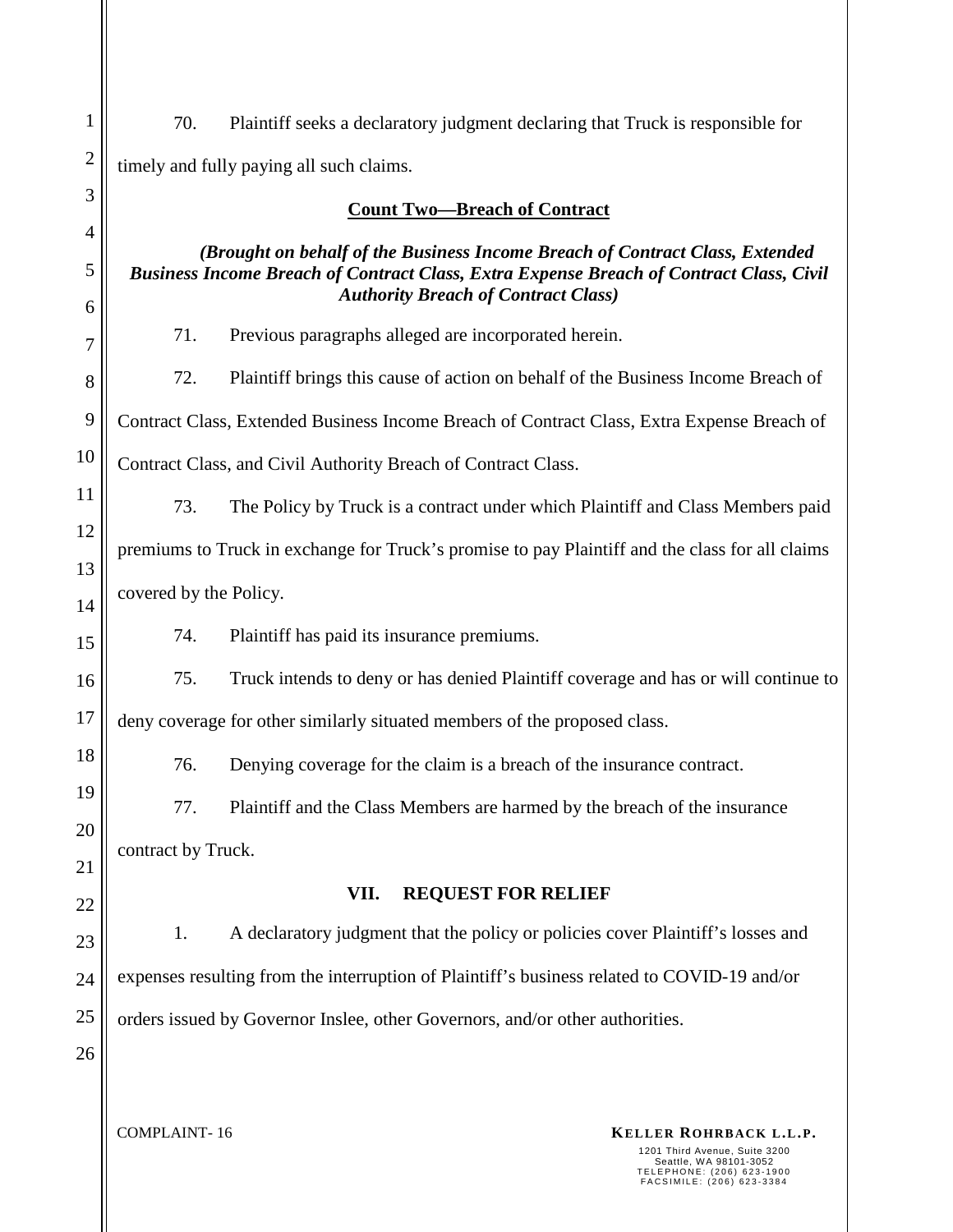70. Plaintiff seeks a declaratory judgment declaring that Truck is responsible for timely and fully paying all such claims.

**Count Two—Breach of Contract**

***(Brought on behalf of the Business Income Breach of Contract Class, Extended Business Income Breach of Contract Class, Extra Expense Breach of Contract Class, Civil Authority Breach of Contract Class)***

71. Previous paragraphs alleged are incorporated herein.

72. Plaintiff brings this cause of action on behalf of the Business Income Breach of Contract Class, Extended Business Income Breach of Contract Class, Extra Expense Breach of Contract Class, and Civil Authority Breach of Contract Class.

73. The Policy by Truck is a contract under which Plaintiff and Class Members paid premiums to Truck in exchange for Truck's promise to pay Plaintiff and the class for all claims covered by the Policy.

74. Plaintiff has paid its insurance premiums.

75. Truck intends to deny or has denied Plaintiff coverage and has or will continue to deny coverage for other similarly situated members of the proposed class.

76. Denying coverage for the claim is a breach of the insurance contract.

77. Plaintiff and the Class Members are harmed by the breach of the insurance contract by Truck.

## VII. REQUEST FOR RELIEF

1. A declaratory judgment that the policy or policies cover Plaintiff's losses and expenses resulting from the interruption of Plaintiff's business related to COVID-19 and/or orders issued by Governor Inslee, other Governors, and/or other authorities.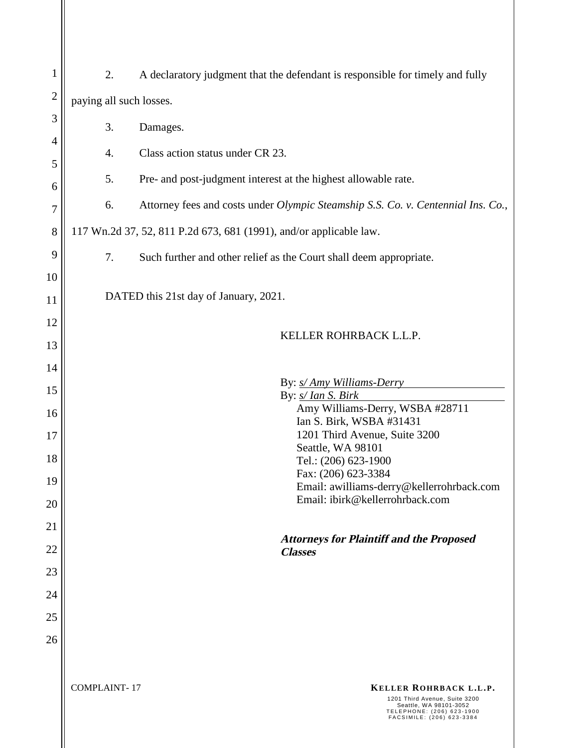2. A declaratory judgment that the defendant is responsible for timely and fully paying all such losses.

3. Damages.

4. Class action status under CR 23.

5. Pre- and post-judgment interest at the highest allowable rate.

6. Attorney fees and costs under *Olympic Steamship S.S. Co. v. Centennial Ins. Co.*, 117 Wn.2d 37, 52, 811 P.2d 673, 681 (1991), and/or applicable law.

7. Such further and other relief as the Court shall deem appropriate.

DATED this 21st day of January, 2021.

KELLER ROHRBACK L.L.P.

By: *s/ Amy Williams-Derry*
By: *s/ Ian S. Birk*
Amy Williams-Derry, WSBA #28711
Ian S. Birk, WSBA #31431
1201 Third Avenue, Suite 3200
Seattle, WA 98101
Tel.: (206) 623-1900
Fax: (206) 623-3384
Email: awilliams-derry@kellerrohrback.com
Email: ibirk@kellerrohrback.com

***Attorneys for Plaintiff and the Proposed Classes***